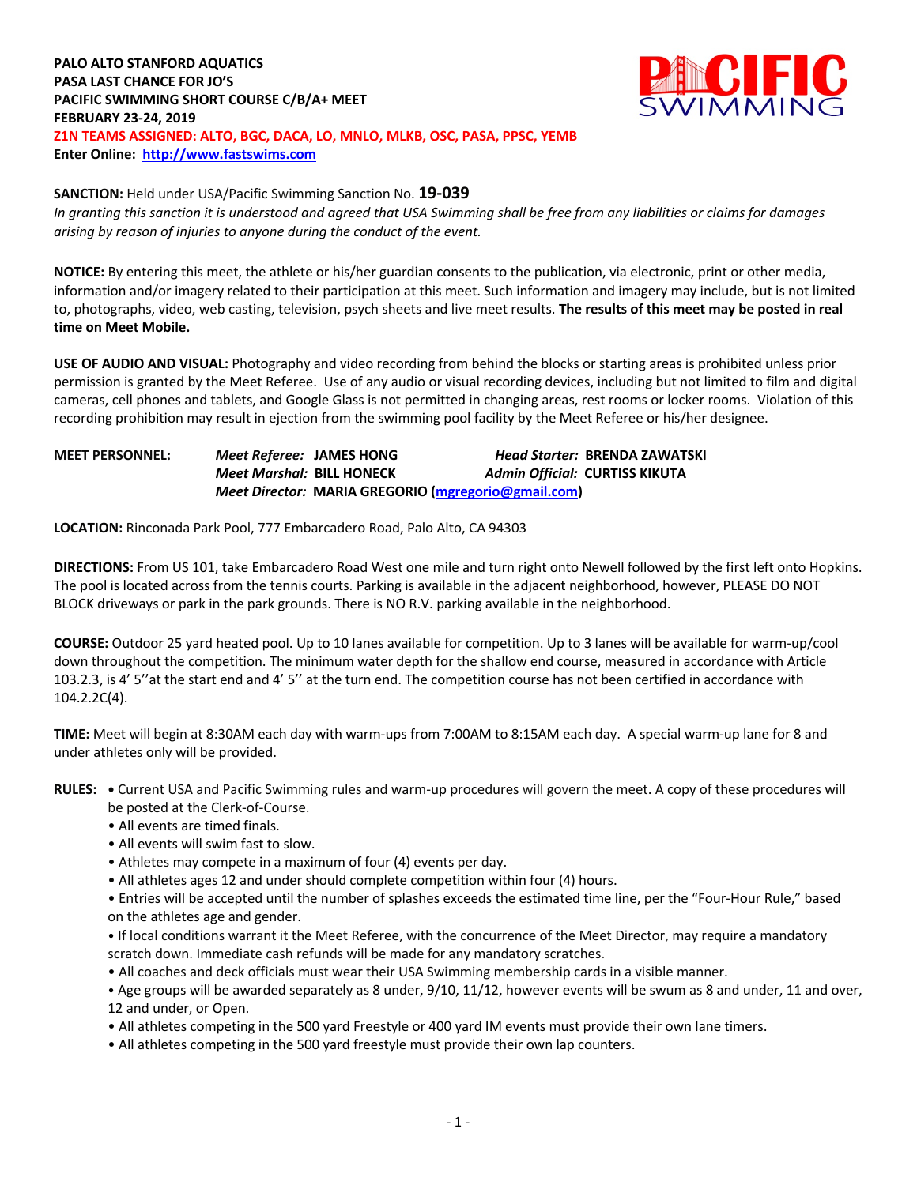**PALO ALTO STANFORD AQUATICS**
**PASA LAST CHANCE FOR JO'S**
**PACIFIC SWIMMING SHORT COURSE C/B/A+ MEET**
**FEBRUARY 23-24, 2019**
**Z1N TEAMS ASSIGNED: ALTO, BGC, DACA, LO, MNLO, MLKB, OSC, PASA, PPSC, YEMB**
**Enter Online: [http://www.fastswims.com](http://www.fastswims.com)**

**SANCTION:** Held under USA/Pacific Swimming Sanction No. **19-039**
*In granting this sanction it is understood and agreed that USA Swimming shall be free from any liabilities or claims for damages arising by reason of injuries to anyone during the conduct of the event.*

**NOTICE:** By entering this meet, the athlete or his/her guardian consents to the publication, via electronic, print or other media, information and/or imagery related to their participation at this meet. Such information and imagery may include, but is not limited to, photographs, video, web casting, television, psych sheets and live meet results. **The results of this meet may be posted in real time on Meet Mobile.**

**USE OF AUDIO AND VISUAL:** Photography and video recording from behind the blocks or starting areas is prohibited unless prior permission is granted by the Meet Referee. Use of any audio or visual recording devices, including but not limited to film and digital cameras, cell phones and tablets, and Google Glass is not permitted in changing areas, rest rooms or locker rooms. Violation of this recording prohibition may result in ejection from the swimming pool facility by the Meet Referee or his/her designee.

**MEET PERSONNEL:** *Meet Referee:* **JAMES HONG** *Head Starter:* **BRENDA ZAWATSKI**
*Meet Marshal:* **BILL HONECK** *Admin Official:* **CURTISS KIKUTA**
*Meet Director:* **MARIA GREGORIO ([mgregorio@gmail.com](mailto:mgregorio@gmail.com))**

**LOCATION:** Rinconada Park Pool, 777 Embarcadero Road, Palo Alto, CA 94303

**DIRECTIONS:** From US 101, take Embarcadero Road West one mile and turn right onto Newell followed by the first left onto Hopkins. The pool is located across from the tennis courts. Parking is available in the adjacent neighborhood, however, PLEASE DO NOT BLOCK driveways or park in the park grounds. There is NO R.V. parking available in the neighborhood.

**COURSE:** Outdoor 25 yard heated pool. Up to 10 lanes available for competition. Up to 3 lanes will be available for warm-up/cool down throughout the competition. The minimum water depth for the shallow end course, measured in accordance with Article 103.2.3, is 4' 5''at the start end and 4' 5'' at the turn end. The competition course has not been certified in accordance with 104.2.2C(4).

**TIME:** Meet will begin at 8:30AM each day with warm-ups from 7:00AM to 8:15AM each day. A special warm-up lane for 8 and under athletes only will be provided.

**RULES:**

- Current USA and Pacific Swimming rules and warm-up procedures will govern the meet. A copy of these procedures will be posted at the Clerk-of-Course.
- All events are timed finals.
- All events will swim fast to slow.
- Athletes may compete in a maximum of four (4) events per day.
- All athletes ages 12 and under should complete competition within four (4) hours.
- Entries will be accepted until the number of splashes exceeds the estimated time line, per the "Four-Hour Rule," based on the athletes age and gender.
- If local conditions warrant it the Meet Referee, with the concurrence of the Meet Director, may require a mandatory scratch down. Immediate cash refunds will be made for any mandatory scratches.
- All coaches and deck officials must wear their USA Swimming membership cards in a visible manner.
- Age groups will be awarded separately as 8 under, 9/10, 11/12, however events will be swum as 8 and under, 11 and over, 12 and under, or Open.
- All athletes competing in the 500 yard Freestyle or 400 yard IM events must provide their own lane timers.
- All athletes competing in the 500 yard freestyle must provide their own lap counters.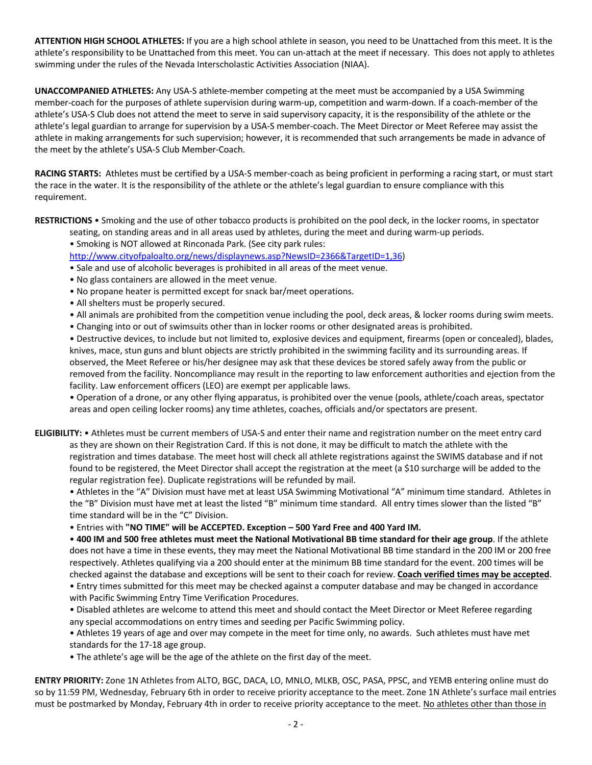**ATTENTION HIGH SCHOOL ATHLETES:** If you are a high school athlete in season, you need to be Unattached from this meet. It is the athlete's responsibility to be Unattached from this meet. You can un-attach at the meet if necessary. This does not apply to athletes swimming under the rules of the Nevada Interscholastic Activities Association (NIAA).

**UNACCOMPANIED ATHLETES:** Any USA-S athlete-member competing at the meet must be accompanied by a USA Swimming member-coach for the purposes of athlete supervision during warm-up, competition and warm-down. If a coach-member of the athlete's USA-S Club does not attend the meet to serve in said supervisory capacity, it is the responsibility of the athlete or the athlete's legal guardian to arrange for supervision by a USA-S member-coach. The Meet Director or Meet Referee may assist the athlete in making arrangements for such supervision; however, it is recommended that such arrangements be made in advance of the meet by the athlete's USA-S Club Member-Coach.

**RACING STARTS:** Athletes must be certified by a USA-S member-coach as being proficient in performing a racing start, or must start the race in the water. It is the responsibility of the athlete or the athlete's legal guardian to ensure compliance with this requirement.

**RESTRICTIONS** • Smoking and the use of other tobacco products is prohibited on the pool deck, in the locker rooms, in spectator seating, on standing areas and in all areas used by athletes, during the meet and during warm-up periods.

- Smoking is NOT allowed at Rinconada Park. (See city park rules: http://www.cityofpaloalto.org/news/displaynews.asp?NewsID=2366&TargetID=1,36)
- Sale and use of alcoholic beverages is prohibited in all areas of the meet venue.
- No glass containers are allowed in the meet venue.
- No propane heater is permitted except for snack bar/meet operations.
- All shelters must be properly secured.
- All animals are prohibited from the competition venue including the pool, deck areas, & locker rooms during swim meets.
- Changing into or out of swimsuits other than in locker rooms or other designated areas is prohibited.
- Destructive devices, to include but not limited to, explosive devices and equipment, firearms (open or concealed), blades, knives, mace, stun guns and blunt objects are strictly prohibited in the swimming facility and its surrounding areas. If observed, the Meet Referee or his/her designee may ask that these devices be stored safely away from the public or removed from the facility. Noncompliance may result in the reporting to law enforcement authorities and ejection from the facility. Law enforcement officers (LEO) are exempt per applicable laws.
- Operation of a drone, or any other flying apparatus, is prohibited over the venue (pools, athlete/coach areas, spectator areas and open ceiling locker rooms) any time athletes, coaches, officials and/or spectators are present.

**ELIGIBILITY:** • Athletes must be current members of USA-S and enter their name and registration number on the meet entry card as they are shown on their Registration Card. If this is not done, it may be difficult to match the athlete with the registration and times database. The meet host will check all athlete registrations against the SWIMS database and if not found to be registered, the Meet Director shall accept the registration at the meet (a $10 surcharge will be added to the regular registration fee). Duplicate registrations will be refunded by mail.

- Athletes in the "A" Division must have met at least USA Swimming Motivational "A" minimum time standard. Athletes in the "B" Division must have met at least the listed "B" minimum time standard. All entry times slower than the listed "B" time standard will be in the "C" Division.
- Entries with **"NO TIME" will be ACCEPTED. Exception – 500 Yard Free and 400 Yard IM.**
- **400 IM and 500 free athletes must meet the National Motivational BB time standard for their age group**. If the athlete does not have a time in these events, they may meet the National Motivational BB time standard in the 200 IM or 200 free respectively. Athletes qualifying via a 200 should enter at the minimum BB time standard for the event. 200 times will be checked against the database and exceptions will be sent to their coach for review. **Coach verified times may be accepted**.
- Entry times submitted for this meet may be checked against a computer database and may be changed in accordance with Pacific Swimming Entry Time Verification Procedures.
- Disabled athletes are welcome to attend this meet and should contact the Meet Director or Meet Referee regarding any special accommodations on entry times and seeding per Pacific Swimming policy.
- Athletes 19 years of age and over may compete in the meet for time only, no awards. Such athletes must have met standards for the 17-18 age group.
- The athlete's age will be the age of the athlete on the first day of the meet.

**ENTRY PRIORITY:** Zone 1N Athletes from ALTO, BGC, DACA, LO, MNLO, MLKB, OSC, PASA, PPSC, and YEMB entering online must do so by 11:59 PM, Wednesday, February 6th in order to receive priority acceptance to the meet. Zone 1N Athlete's surface mail entries must be postmarked by Monday, February 4th in order to receive priority acceptance to the meet. No athletes other than those in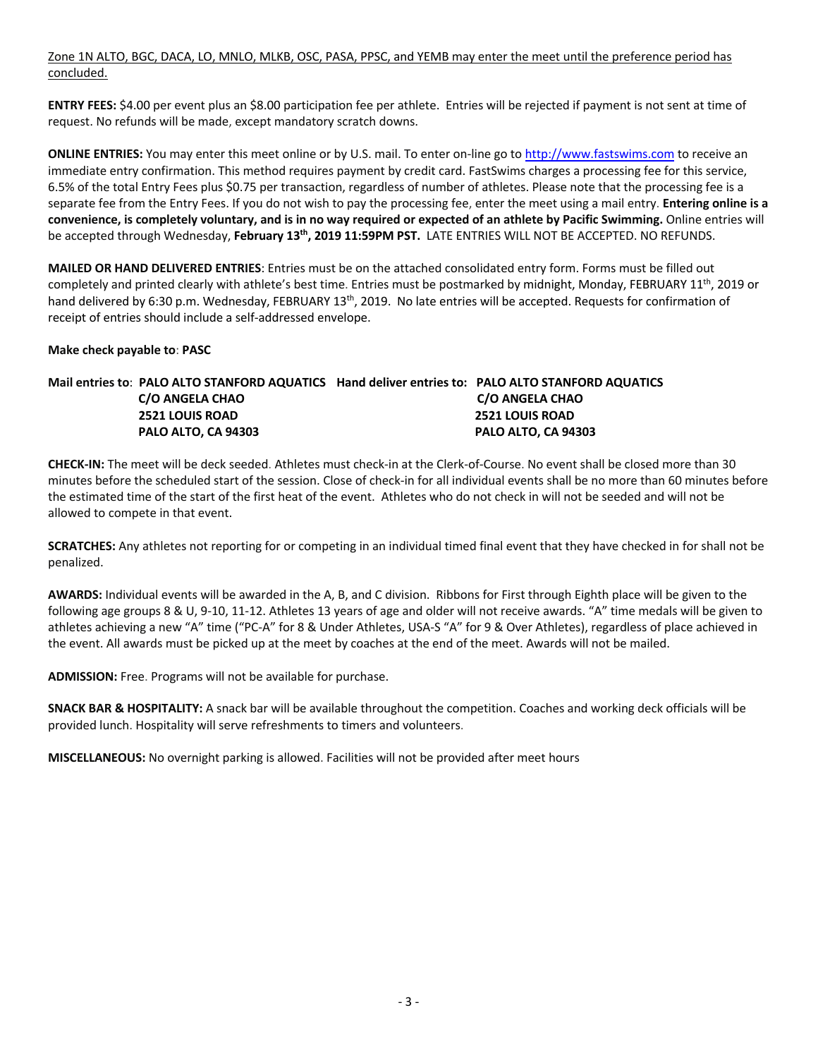Zone 1N ALTO, BGC, DACA, LO, MNLO, MLKB, OSC, PASA, PPSC, and YEMB may enter the meet until the preference period has concluded.

**ENTRY FEES:** $4.00 per event plus an $8.00 participation fee per athlete. Entries will be rejected if payment is not sent at time of request. No refunds will be made, except mandatory scratch downs.

**ONLINE ENTRIES:** You may enter this meet online or by U.S. mail. To enter on-line go to http://www.fastswims.com to receive an immediate entry confirmation. This method requires payment by credit card. FastSwims charges a processing fee for this service, 6.5% of the total Entry Fees plus $0.75 per transaction, regardless of number of athletes. Please note that the processing fee is a separate fee from the Entry Fees. If you do not wish to pay the processing fee, enter the meet using a mail entry. **Entering online is a convenience, is completely voluntary, and is in no way required or expected of an athlete by Pacific Swimming.** Online entries will be accepted through Wednesday, **February 13th, 2019 11:59PM PST.** LATE ENTRIES WILL NOT BE ACCEPTED. NO REFUNDS.

**MAILED OR HAND DELIVERED ENTRIES**: Entries must be on the attached consolidated entry form. Forms must be filled out completely and printed clearly with athlete's best time. Entries must be postmarked by midnight, Monday, FEBRUARY 11th, 2019 or hand delivered by 6:30 p.m. Wednesday, FEBRUARY 13th, 2019. No late entries will be accepted. Requests for confirmation of receipt of entries should include a self-addressed envelope.

**Make check payable to**: **PASC**

**Mail entries to**: **PALO ALTO STANFORD AQUATICS**
**C/O ANGELA CHAO**
**2521 LOUIS ROAD**
**PALO ALTO, CA 94303**

**Hand deliver entries to: PALO ALTO STANFORD AQUATICS**
**C/O ANGELA CHAO**
**2521 LOUIS ROAD**
**PALO ALTO, CA 94303**

**CHECK-IN:** The meet will be deck seeded. Athletes must check-in at the Clerk-of-Course. No event shall be closed more than 30 minutes before the scheduled start of the session. Close of check-in for all individual events shall be no more than 60 minutes before the estimated time of the start of the first heat of the event. Athletes who do not check in will not be seeded and will not be allowed to compete in that event.

**SCRATCHES:** Any athletes not reporting for or competing in an individual timed final event that they have checked in for shall not be penalized.

**AWARDS:** Individual events will be awarded in the A, B, and C division. Ribbons for First through Eighth place will be given to the following age groups 8 & U, 9-10, 11-12. Athletes 13 years of age and older will not receive awards. "A" time medals will be given to athletes achieving a new "A" time ("PC-A" for 8 & Under Athletes, USA-S "A" for 9 & Over Athletes), regardless of place achieved in the event. All awards must be picked up at the meet by coaches at the end of the meet. Awards will not be mailed.

**ADMISSION:** Free. Programs will not be available for purchase.

**SNACK BAR & HOSPITALITY:** A snack bar will be available throughout the competition. Coaches and working deck officials will be provided lunch. Hospitality will serve refreshments to timers and volunteers.

**MISCELLANEOUS:** No overnight parking is allowed. Facilities will not be provided after meet hours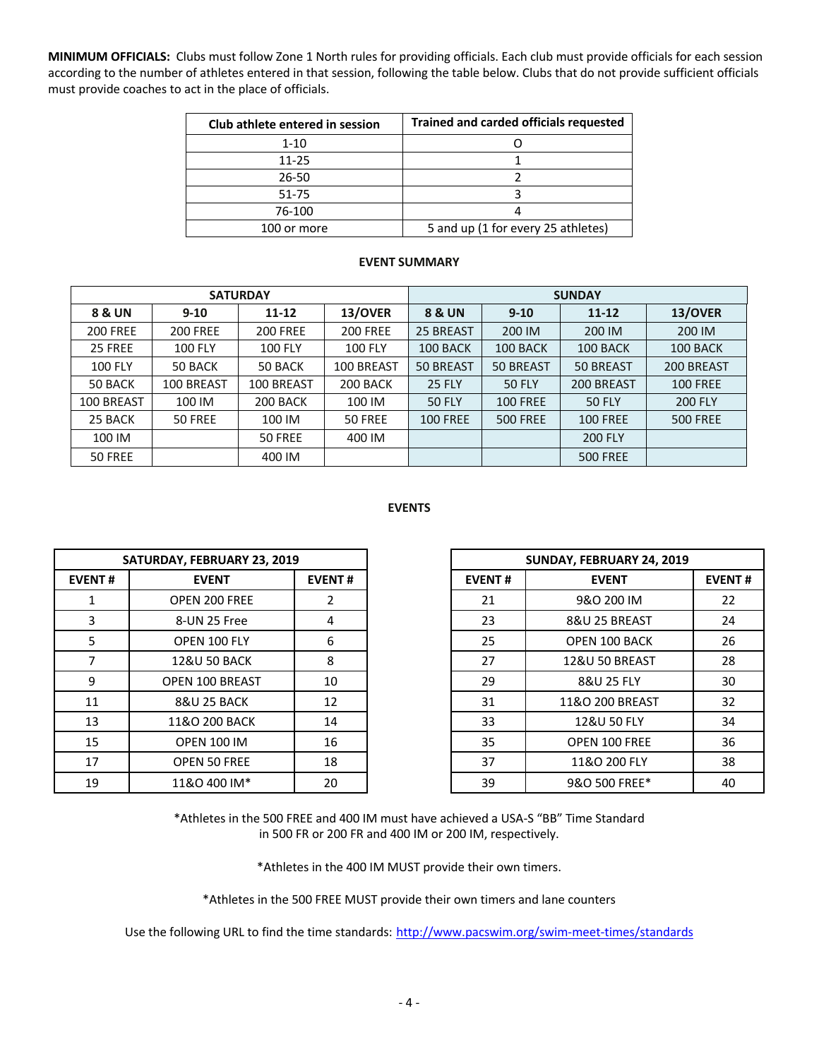**MINIMUM OFFICIALS:** Clubs must follow Zone 1 North rules for providing officials. Each club must provide officials for each session according to the number of athletes entered in that session, following the table below. Clubs that do not provide sufficient officials must provide coaches to act in the place of officials.

| Club athlete entered in session | Trained and carded officials requested |
|---|---|
| 1-10 | O |
| 11-25 | 1 |
| 26-50 | 2 |
| 51-75 | 3 |
| 76-100 | 4 |
| 100 or more | 5 and up (1 for every 25 athletes) |

**EVENT SUMMARY**

| SATURDAY | | | | SUNDAY | | | |
|---|---|---|---|---|---|---|---|
| **8 & UN** | **9-10** | **11-12** | **13/OVER** | **8 & UN** | **9-10** | **11-12** | **13/OVER** |
| 200 FREE | 200 FREE | 200 FREE | 200 FREE | 25 BREAST | 200 IM | 200 IM | 200 IM |
| 25 FREE | 100 FLY | 100 FLY | 100 FLY | 100 BACK | 100 BACK | 100 BACK | 100 BACK |
| 100 FLY | 50 BACK | 50 BACK | 100 BREAST | 50 BREAST | 50 BREAST | 50 BREAST | 200 BREAST |
| 50 BACK | 100 BREAST | 100 BREAST | 200 BACK | 25 FLY | 50 FLY | 200 BREAST | 100 FREE |
| 100 BREAST | 100 IM | 200 BACK | 100 IM | 50 FLY | 100 FREE | 50 FLY | 200 FLY |
| 25 BACK | 50 FREE | 100 IM | 50 FREE | 100 FREE | 500 FREE | 100 FREE | 500 FREE |
| 100 IM | | 50 FREE | 400 IM | | | 200 FLY | |
| 50 FREE | | 400 IM | | | | 500 FREE | |

**EVENTS**

| SATURDAY, FEBRUARY 23, 2019 | | |
|---|---|---|
| **EVENT #** | **EVENT** | **EVENT #** |
| 1 | OPEN 200 FREE | 2 |
| 3 | 8-UN 25 Free | 4 |
| 5 | OPEN 100 FLY | 6 |
| 7 | 12&U 50 BACK | 8 |
| 9 | OPEN 100 BREAST | 10 |
| 11 | 8&U 25 BACK | 12 |
| 13 | 11&O 200 BACK | 14 |
| 15 | OPEN 100 IM | 16 |
| 17 | OPEN 50 FREE | 18 |
| 19 | 11&O 400 IM* | 20 |

| SUNDAY, FEBRUARY 24, 2019 | | |
|---|---|---|
| **EVENT #** | **EVENT** | **EVENT #** |
| 21 | 9&O 200 IM | 22 |
| 23 | 8&U 25 BREAST | 24 |
| 25 | OPEN 100 BACK | 26 |
| 27 | 12&U 50 BREAST | 28 |
| 29 | 8&U 25 FLY | 30 |
| 31 | 11&O 200 BREAST | 32 |
| 33 | 12&U 50 FLY | 34 |
| 35 | OPEN 100 FREE | 36 |
| 37 | 11&O 200 FLY | 38 |
| 39 | 9&O 500 FREE* | 40 |

*Athletes in the 500 FREE and 400 IM must have achieved a USA-S "BB" Time Standard in 500 FR or 200 FR and 400 IM or 200 IM, respectively.

*Athletes in the 400 IM MUST provide their own timers.

*Athletes in the 500 FREE MUST provide their own timers and lane counters

Use the following URL to find the time standards: http://www.pacswim.org/swim-meet-times/standards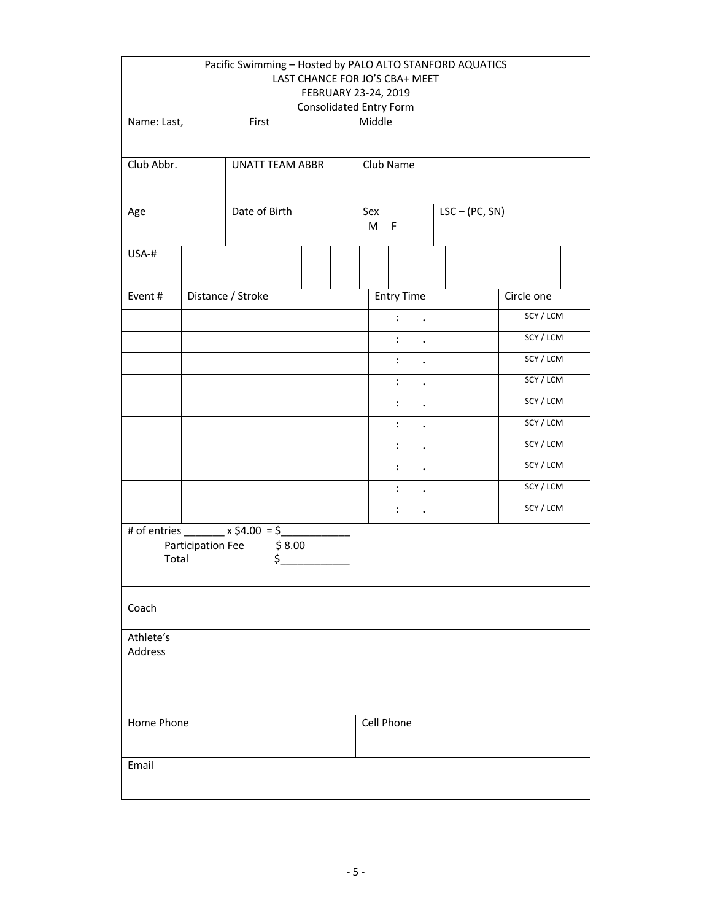Pacific Swimming – Hosted by PALO ALTO STANFORD AQUATICS
LAST CHANCE FOR JO'S CBA+ MEET
FEBRUARY 23-24, 2019
Consolidated Entry Form

| | | |
|---|---|---|
| Name: Last, | First | Middle |

| | | |
|---|---|---|
| Club Abbr. | UNATT TEAM ABBR | Club Name |

| | | | |
|---|---|---|---|
| Age | Date of Birth | Sex<br>M F | LSC – (PC, SN) |

| | | | | | | | | | | | | | |
|---|---|---|---|---|---|---|---|---|---|---|---|---|---|
| USA-# | | | | | | | | | | | | | |

| Event # | Distance / Stroke | Entry Time | Circle one |
|---|---|---|---|
| | | : . | SCY / LCM |
| | | : . | SCY / LCM |
| | | : . | SCY / LCM |
| | | : . | SCY / LCM |
| | | : . | SCY / LCM |
| | | : . | SCY / LCM |
| | | : . | SCY / LCM |
| | | : . | SCY / LCM |
| | | : . | SCY / LCM |
| | | : . | SCY / LCM |

# of entries _______ x $4.00 = $____________
Participation Fee $ 8.00
Total $____________

Coach

Athlete's Address

| | |
|---|---|
| Home Phone | Cell Phone |

Email